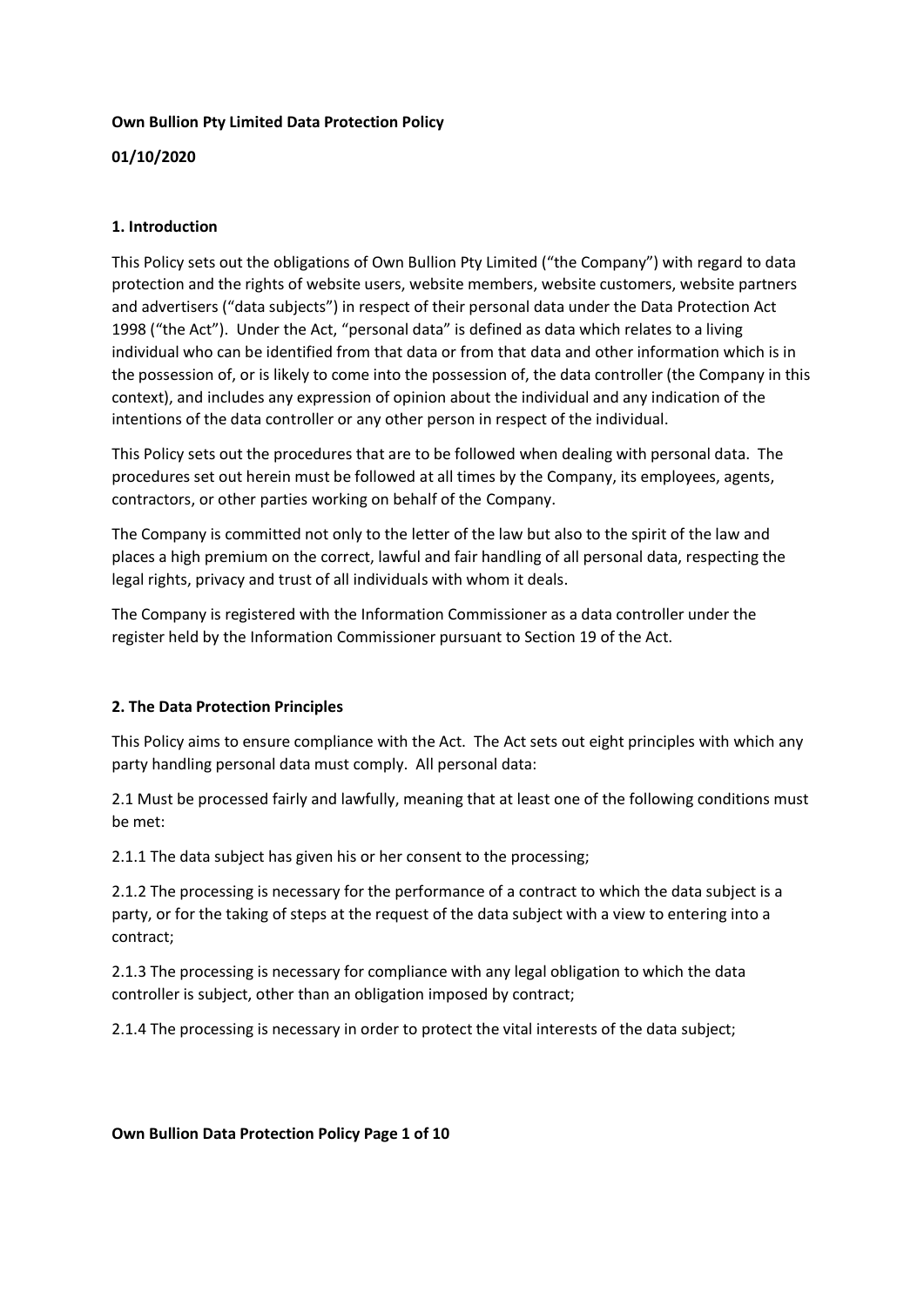**Own Bullion Pty Limited Data Protection Policy**

**01/10/2020**

## 1. Introduction

This Policy sets out the obligations of Own Bullion Pty Limited ("the Company") with regard to data protection and the rights of website users, website members, website customers, website partners and advertisers ("data subjects") in respect of their personal data under the Data Protection Act 1998 ("the Act"). Under the Act, "personal data" is defined as data which relates to a living individual who can be identified from that data or from that data and other information which is in the possession of, or is likely to come into the possession of, the data controller (the Company in this context), and includes any expression of opinion about the individual and any indication of the intentions of the data controller or any other person in respect of the individual.

This Policy sets out the procedures that are to be followed when dealing with personal data. The procedures set out herein must be followed at all times by the Company, its employees, agents, contractors, or other parties working on behalf of the Company.

The Company is committed not only to the letter of the law but also to the spirit of the law and places a high premium on the correct, lawful and fair handling of all personal data, respecting the legal rights, privacy and trust of all individuals with whom it deals.

The Company is registered with the Information Commissioner as a data controller under the register held by the Information Commissioner pursuant to Section 19 of the Act.

## 2. The Data Protection Principles

This Policy aims to ensure compliance with the Act. The Act sets out eight principles with which any party handling personal data must comply. All personal data:

2.1 Must be processed fairly and lawfully, meaning that at least one of the following conditions must be met:

2.1.1 The data subject has given his or her consent to the processing;

2.1.2 The processing is necessary for the performance of a contract to which the data subject is a party, or for the taking of steps at the request of the data subject with a view to entering into a contract;

2.1.3 The processing is necessary for compliance with any legal obligation to which the data controller is subject, other than an obligation imposed by contract;

2.1.4 The processing is necessary in order to protect the vital interests of the data subject;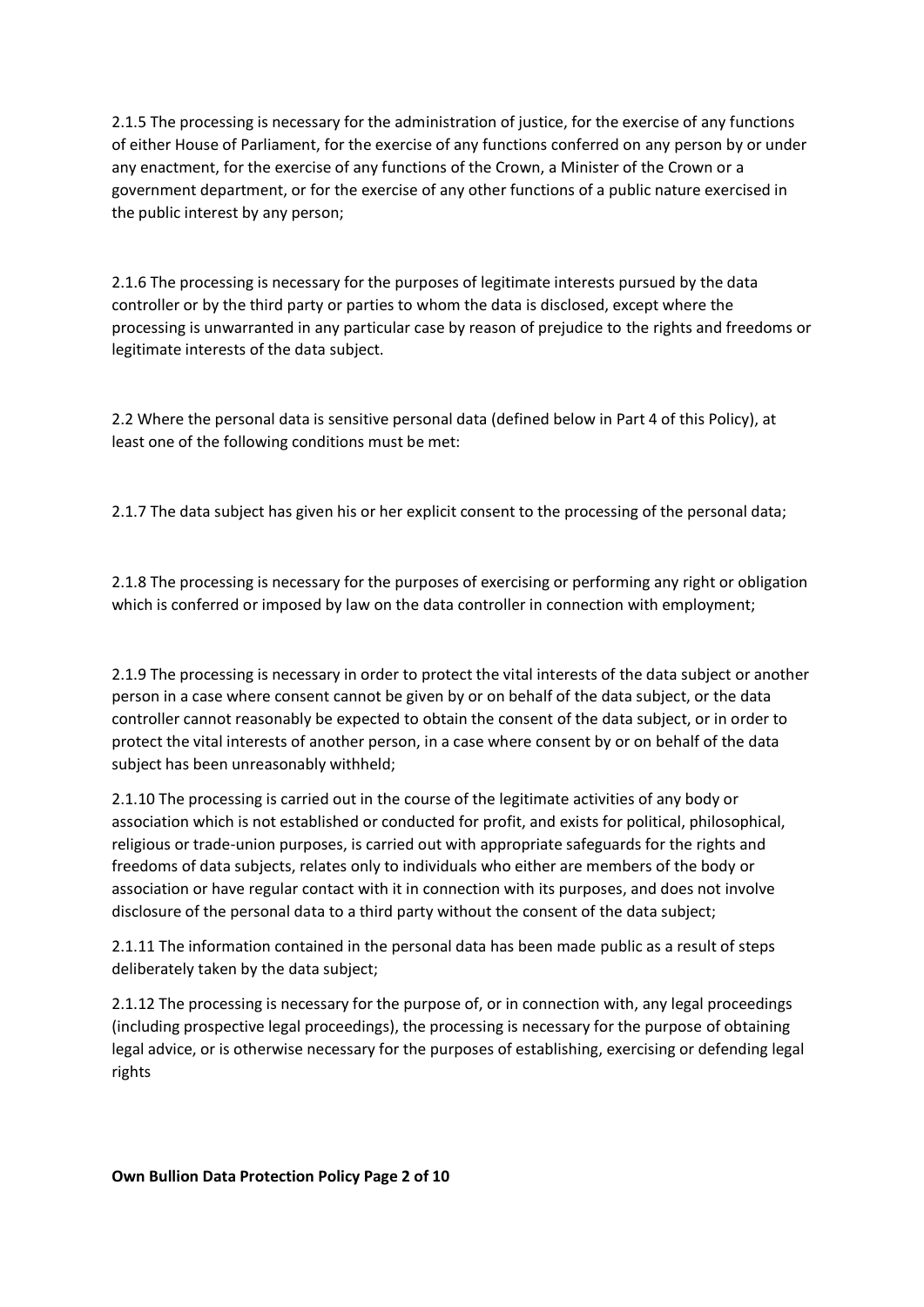2.1.5 The processing is necessary for the administration of justice, for the exercise of any functions of either House of Parliament, for the exercise of any functions conferred on any person by or under any enactment, for the exercise of any functions of the Crown, a Minister of the Crown or a government department, or for the exercise of any other functions of a public nature exercised in the public interest by any person;

2.1.6 The processing is necessary for the purposes of legitimate interests pursued by the data controller or by the third party or parties to whom the data is disclosed, except where the processing is unwarranted in any particular case by reason of prejudice to the rights and freedoms or legitimate interests of the data subject.

2.2 Where the personal data is sensitive personal data (defined below in Part 4 of this Policy), at least one of the following conditions must be met:

2.1.7 The data subject has given his or her explicit consent to the processing of the personal data;

2.1.8 The processing is necessary for the purposes of exercising or performing any right or obligation which is conferred or imposed by law on the data controller in connection with employment;

2.1.9 The processing is necessary in order to protect the vital interests of the data subject or another person in a case where consent cannot be given by or on behalf of the data subject, or the data controller cannot reasonably be expected to obtain the consent of the data subject, or in order to protect the vital interests of another person, in a case where consent by or on behalf of the data subject has been unreasonably withheld;

2.1.10 The processing is carried out in the course of the legitimate activities of any body or association which is not established or conducted for profit, and exists for political, philosophical, religious or trade-union purposes, is carried out with appropriate safeguards for the rights and freedoms of data subjects, relates only to individuals who either are members of the body or association or have regular contact with it in connection with its purposes, and does not involve disclosure of the personal data to a third party without the consent of the data subject;

2.1.11 The information contained in the personal data has been made public as a result of steps deliberately taken by the data subject;

2.1.12 The processing is necessary for the purpose of, or in connection with, any legal proceedings (including prospective legal proceedings), the processing is necessary for the purpose of obtaining legal advice, or is otherwise necessary for the purposes of establishing, exercising or defending legal rights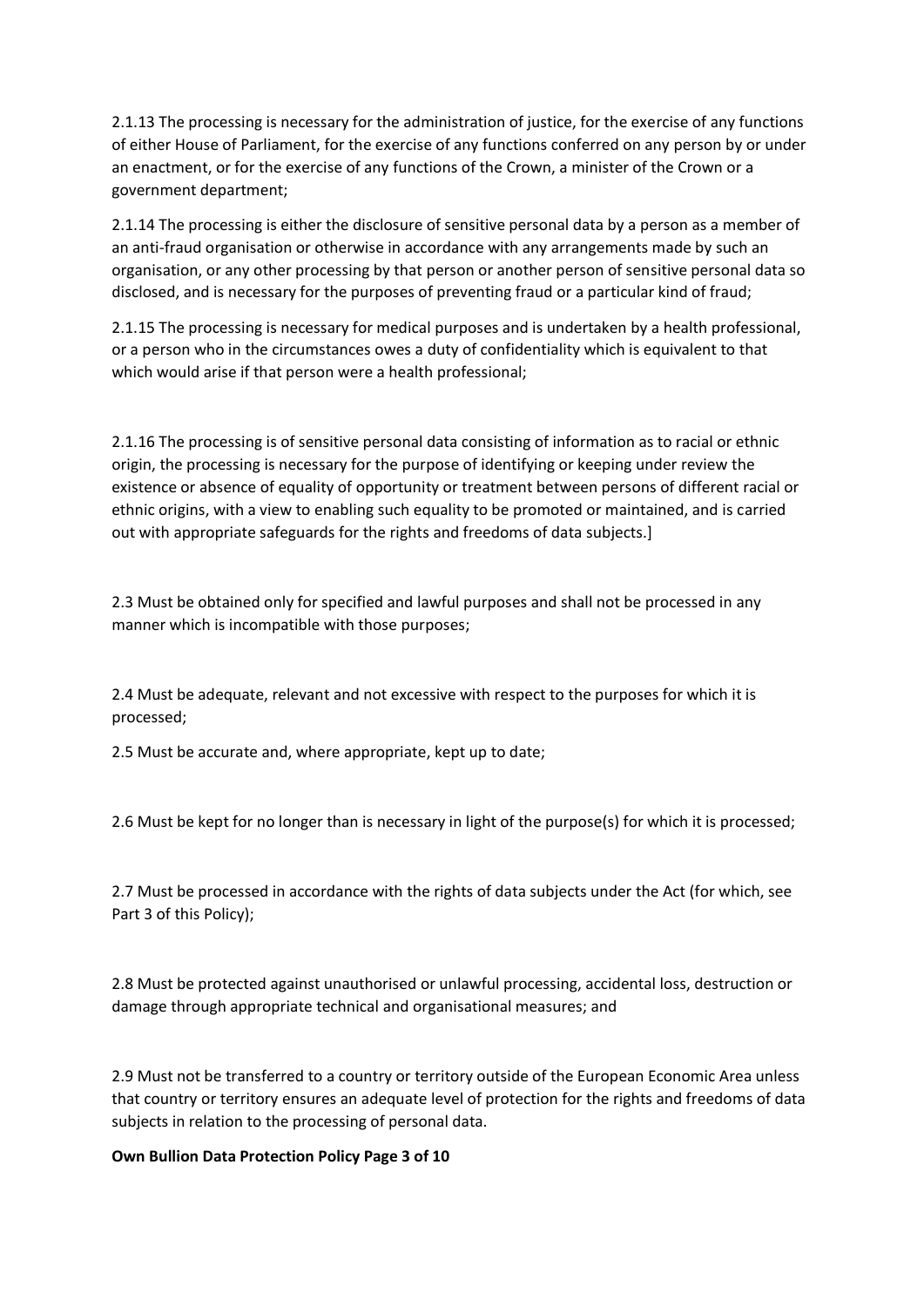2.1.13 The processing is necessary for the administration of justice, for the exercise of any functions of either House of Parliament, for the exercise of any functions conferred on any person by or under an enactment, or for the exercise of any functions of the Crown, a minister of the Crown or a government department;

2.1.14 The processing is either the disclosure of sensitive personal data by a person as a member of an anti-fraud organisation or otherwise in accordance with any arrangements made by such an organisation, or any other processing by that person or another person of sensitive personal data so disclosed, and is necessary for the purposes of preventing fraud or a particular kind of fraud;

2.1.15 The processing is necessary for medical purposes and is undertaken by a health professional, or a person who in the circumstances owes a duty of confidentiality which is equivalent to that which would arise if that person were a health professional;

2.1.16 The processing is of sensitive personal data consisting of information as to racial or ethnic origin, the processing is necessary for the purpose of identifying or keeping under review the existence or absence of equality of opportunity or treatment between persons of different racial or ethnic origins, with a view to enabling such equality to be promoted or maintained, and is carried out with appropriate safeguards for the rights and freedoms of data subjects.]

2.3 Must be obtained only for specified and lawful purposes and shall not be processed in any manner which is incompatible with those purposes;

2.4 Must be adequate, relevant and not excessive with respect to the purposes for which it is processed;

2.5 Must be accurate and, where appropriate, kept up to date;

2.6 Must be kept for no longer than is necessary in light of the purpose(s) for which it is processed;

2.7 Must be processed in accordance with the rights of data subjects under the Act (for which, see Part 3 of this Policy);

2.8 Must be protected against unauthorised or unlawful processing, accidental loss, destruction or damage through appropriate technical and organisational measures; and

2.9 Must not be transferred to a country or territory outside of the European Economic Area unless that country or territory ensures an adequate level of protection for the rights and freedoms of data subjects in relation to the processing of personal data.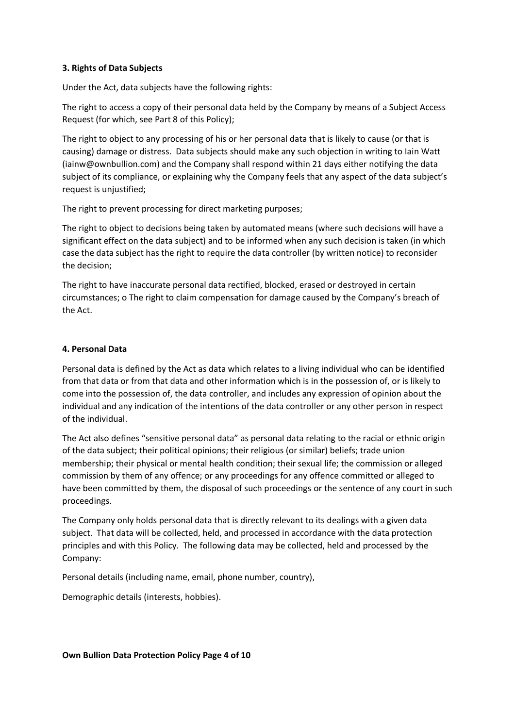### 3. Rights of Data Subjects

Under the Act, data subjects have the following rights:

The right to access a copy of their personal data held by the Company by means of a Subject Access Request (for which, see Part 8 of this Policy);

The right to object to any processing of his or her personal data that is likely to cause (or that is causing) damage or distress. Data subjects should make any such objection in writing to Iain Watt (iainw@ownbullion.com) and the Company shall respond within 21 days either notifying the data subject of its compliance, or explaining why the Company feels that any aspect of the data subject's request is unjustified;

The right to prevent processing for direct marketing purposes;

The right to object to decisions being taken by automated means (where such decisions will have a significant effect on the data subject) and to be informed when any such decision is taken (in which case the data subject has the right to require the data controller (by written notice) to reconsider the decision;

The right to have inaccurate personal data rectified, blocked, erased or destroyed in certain circumstances; o The right to claim compensation for damage caused by the Company's breach of the Act.

### 4. Personal Data

Personal data is defined by the Act as data which relates to a living individual who can be identified from that data or from that data and other information which is in the possession of, or is likely to come into the possession of, the data controller, and includes any expression of opinion about the individual and any indication of the intentions of the data controller or any other person in respect of the individual.

The Act also defines "sensitive personal data" as personal data relating to the racial or ethnic origin of the data subject; their political opinions; their religious (or similar) beliefs; trade union membership; their physical or mental health condition; their sexual life; the commission or alleged commission by them of any offence; or any proceedings for any offence committed or alleged to have been committed by them, the disposal of such proceedings or the sentence of any court in such proceedings.

The Company only holds personal data that is directly relevant to its dealings with a given data subject. That data will be collected, held, and processed in accordance with the data protection principles and with this Policy. The following data may be collected, held and processed by the Company:

Personal details (including name, email, phone number, country),

Demographic details (interests, hobbies).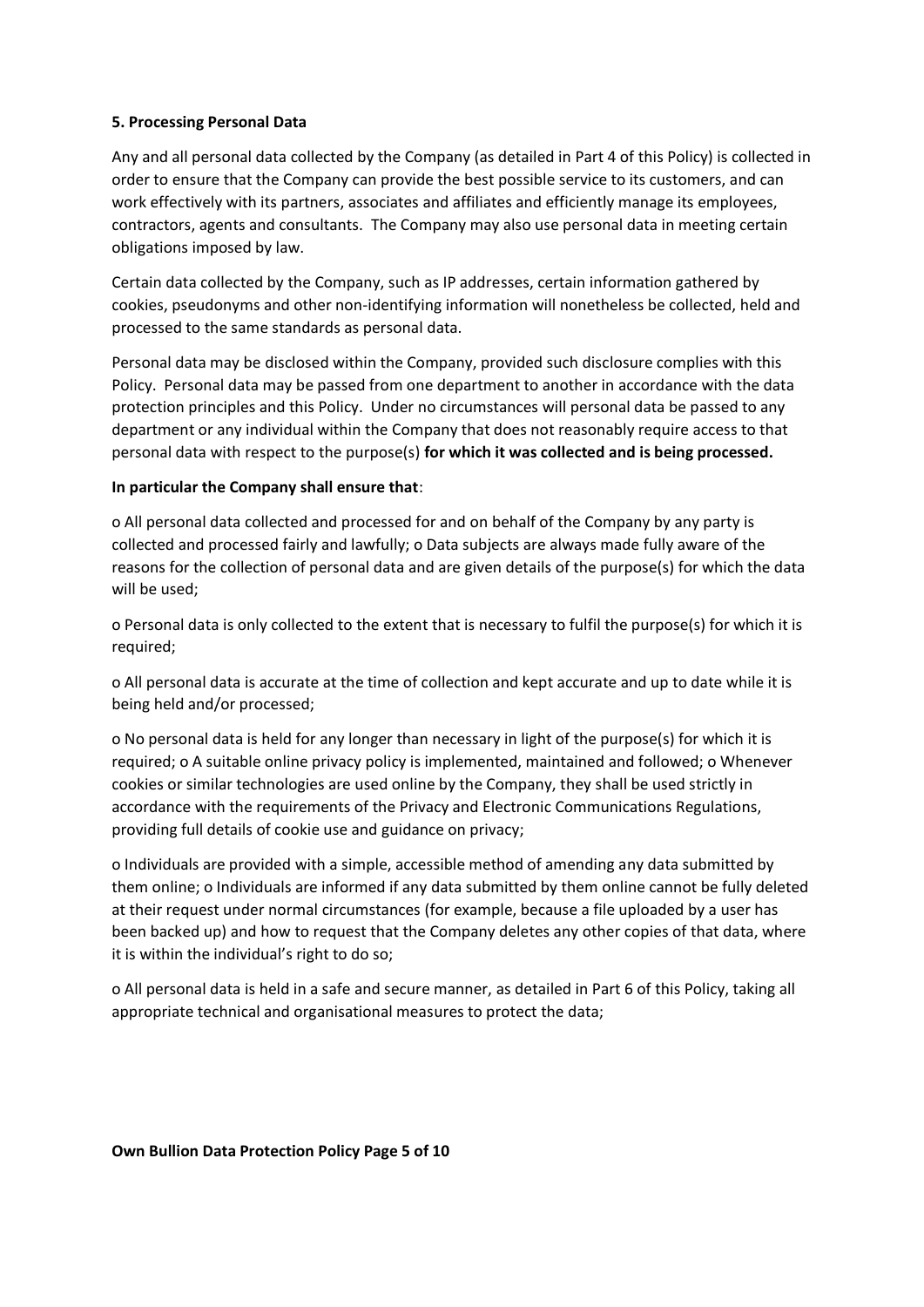**5. Processing Personal Data**

Any and all personal data collected by the Company (as detailed in Part 4 of this Policy) is collected in order to ensure that the Company can provide the best possible service to its customers, and can work effectively with its partners, associates and affiliates and efficiently manage its employees, contractors, agents and consultants. The Company may also use personal data in meeting certain obligations imposed by law.

Certain data collected by the Company, such as IP addresses, certain information gathered by cookies, pseudonyms and other non-identifying information will nonetheless be collected, held and processed to the same standards as personal data.

Personal data may be disclosed within the Company, provided such disclosure complies with this Policy. Personal data may be passed from one department to another in accordance with the data protection principles and this Policy. Under no circumstances will personal data be passed to any department or any individual within the Company that does not reasonably require access to that personal data with respect to the purpose(s) **for which it was collected and is being processed.**

**In particular the Company shall ensure that**:

o All personal data collected and processed for and on behalf of the Company by any party is collected and processed fairly and lawfully; o Data subjects are always made fully aware of the reasons for the collection of personal data and are given details of the purpose(s) for which the data will be used;

o Personal data is only collected to the extent that is necessary to fulfil the purpose(s) for which it is required;

o All personal data is accurate at the time of collection and kept accurate and up to date while it is being held and/or processed;

o No personal data is held for any longer than necessary in light of the purpose(s) for which it is required; o A suitable online privacy policy is implemented, maintained and followed; o Whenever cookies or similar technologies are used online by the Company, they shall be used strictly in accordance with the requirements of the Privacy and Electronic Communications Regulations, providing full details of cookie use and guidance on privacy;

o Individuals are provided with a simple, accessible method of amending any data submitted by them online; o Individuals are informed if any data submitted by them online cannot be fully deleted at their request under normal circumstances (for example, because a file uploaded by a user has been backed up) and how to request that the Company deletes any other copies of that data, where it is within the individual's right to do so;

o All personal data is held in a safe and secure manner, as detailed in Part 6 of this Policy, taking all appropriate technical and organisational measures to protect the data;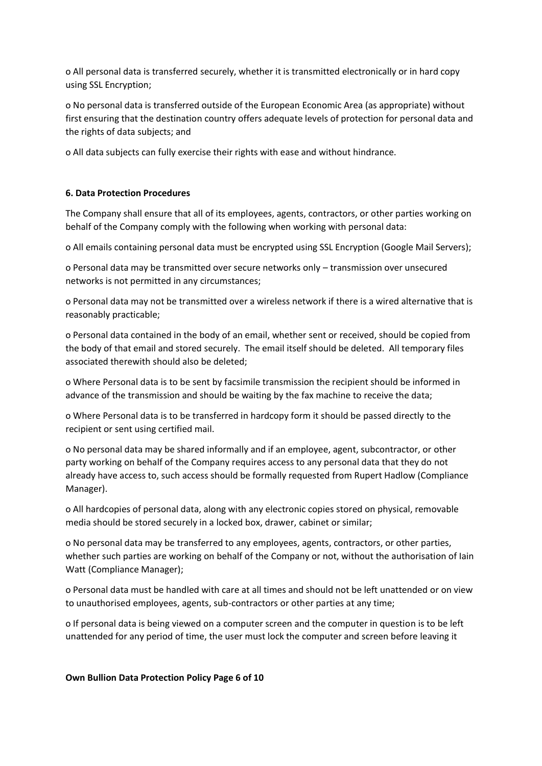- All personal data is transferred securely, whether it is transmitted electronically or in hard copy using SSL Encryption;
- No personal data is transferred outside of the European Economic Area (as appropriate) without first ensuring that the destination country offers adequate levels of protection for personal data and the rights of data subjects; and
- All data subjects can fully exercise their rights with ease and without hindrance.

**6. Data Protection Procedures**

The Company shall ensure that all of its employees, agents, contractors, or other parties working on behalf of the Company comply with the following when working with personal data:

- All emails containing personal data must be encrypted using SSL Encryption (Google Mail Servers);
- Personal data may be transmitted over secure networks only – transmission over unsecured networks is not permitted in any circumstances;
- Personal data may not be transmitted over a wireless network if there is a wired alternative that is reasonably practicable;
- Personal data contained in the body of an email, whether sent or received, should be copied from the body of that email and stored securely. The email itself should be deleted. All temporary files associated therewith should also be deleted;
- Where Personal data is to be sent by facsimile transmission the recipient should be informed in advance of the transmission and should be waiting by the fax machine to receive the data;
- Where Personal data is to be transferred in hardcopy form it should be passed directly to the recipient or sent using certified mail.
- No personal data may be shared informally and if an employee, agent, subcontractor, or other party working on behalf of the Company requires access to any personal data that they do not already have access to, such access should be formally requested from Rupert Hadlow (Compliance Manager).
- All hardcopies of personal data, along with any electronic copies stored on physical, removable media should be stored securely in a locked box, drawer, cabinet or similar;
- No personal data may be transferred to any employees, agents, contractors, or other parties, whether such parties are working on behalf of the Company or not, without the authorisation of Iain Watt (Compliance Manager);
- Personal data must be handled with care at all times and should not be left unattended or on view to unauthorised employees, agents, sub-contractors or other parties at any time;
- If personal data is being viewed on a computer screen and the computer in question is to be left unattended for any period of time, the user must lock the computer and screen before leaving it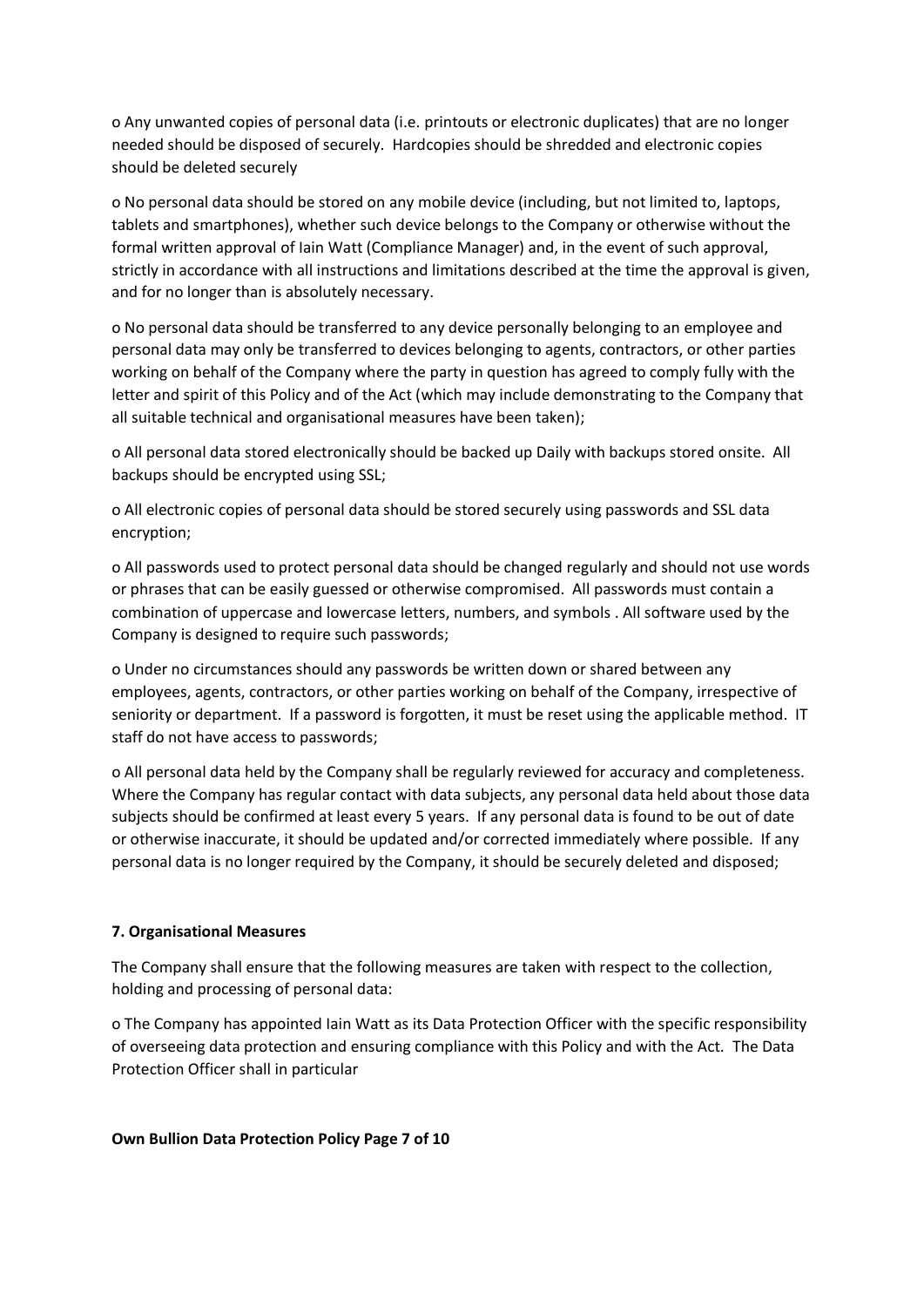o Any unwanted copies of personal data (i.e. printouts or electronic duplicates) that are no longer needed should be disposed of securely. Hardcopies should be shredded and electronic copies should be deleted securely

o No personal data should be stored on any mobile device (including, but not limited to, laptops, tablets and smartphones), whether such device belongs to the Company or otherwise without the formal written approval of Iain Watt (Compliance Manager) and, in the event of such approval, strictly in accordance with all instructions and limitations described at the time the approval is given, and for no longer than is absolutely necessary.

o No personal data should be transferred to any device personally belonging to an employee and personal data may only be transferred to devices belonging to agents, contractors, or other parties working on behalf of the Company where the party in question has agreed to comply fully with the letter and spirit of this Policy and of the Act (which may include demonstrating to the Company that all suitable technical and organisational measures have been taken);

o All personal data stored electronically should be backed up Daily with backups stored onsite. All backups should be encrypted using SSL;

o All electronic copies of personal data should be stored securely using passwords and SSL data encryption;

o All passwords used to protect personal data should be changed regularly and should not use words or phrases that can be easily guessed or otherwise compromised. All passwords must contain a combination of uppercase and lowercase letters, numbers, and symbols . All software used by the Company is designed to require such passwords;

o Under no circumstances should any passwords be written down or shared between any employees, agents, contractors, or other parties working on behalf of the Company, irrespective of seniority or department. If a password is forgotten, it must be reset using the applicable method. IT staff do not have access to passwords;

o All personal data held by the Company shall be regularly reviewed for accuracy and completeness. Where the Company has regular contact with data subjects, any personal data held about those data subjects should be confirmed at least every 5 years. If any personal data is found to be out of date or otherwise inaccurate, it should be updated and/or corrected immediately where possible. If any personal data is no longer required by the Company, it should be securely deleted and disposed;

**7. Organisational Measures**

The Company shall ensure that the following measures are taken with respect to the collection, holding and processing of personal data:

o The Company has appointed Iain Watt as its Data Protection Officer with the specific responsibility of overseeing data protection and ensuring compliance with this Policy and with the Act. The Data Protection Officer shall in particular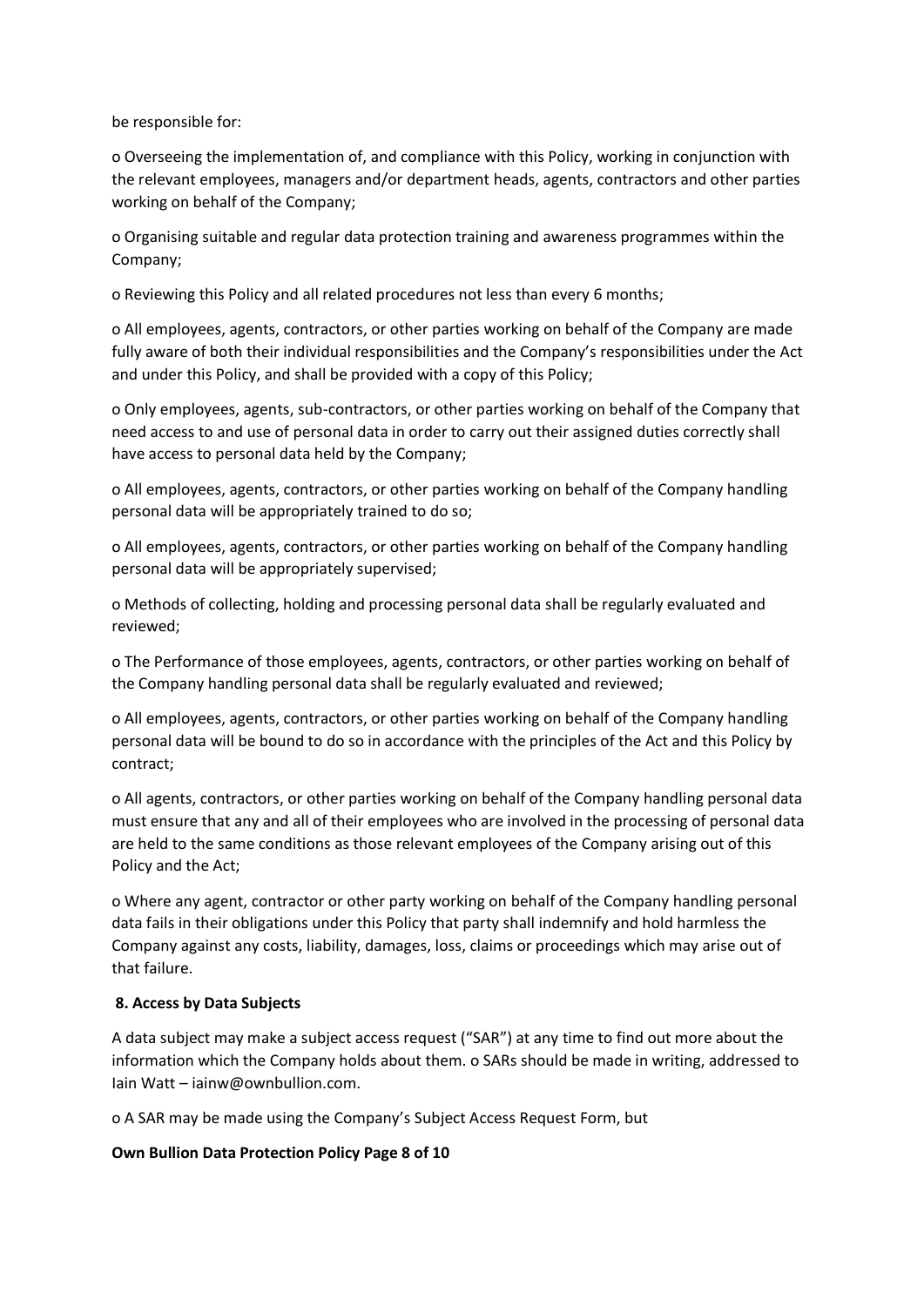be responsible for:

- Overseeing the implementation of, and compliance with this Policy, working in conjunction with the relevant employees, managers and/or department heads, agents, contractors and other parties working on behalf of the Company;
- Organising suitable and regular data protection training and awareness programmes within the Company;
- Reviewing this Policy and all related procedures not less than every 6 months;
- All employees, agents, contractors, or other parties working on behalf of the Company are made fully aware of both their individual responsibilities and the Company's responsibilities under the Act and under this Policy, and shall be provided with a copy of this Policy;
- Only employees, agents, sub-contractors, or other parties working on behalf of the Company that need access to and use of personal data in order to carry out their assigned duties correctly shall have access to personal data held by the Company;
- All employees, agents, contractors, or other parties working on behalf of the Company handling personal data will be appropriately trained to do so;
- All employees, agents, contractors, or other parties working on behalf of the Company handling personal data will be appropriately supervised;
- Methods of collecting, holding and processing personal data shall be regularly evaluated and reviewed;
- The Performance of those employees, agents, contractors, or other parties working on behalf of the Company handling personal data shall be regularly evaluated and reviewed;
- All employees, agents, contractors, or other parties working on behalf of the Company handling personal data will be bound to do so in accordance with the principles of the Act and this Policy by contract;
- All agents, contractors, or other parties working on behalf of the Company handling personal data must ensure that any and all of their employees who are involved in the processing of personal data are held to the same conditions as those relevant employees of the Company arising out of this Policy and the Act;
- Where any agent, contractor or other party working on behalf of the Company handling personal data fails in their obligations under this Policy that party shall indemnify and hold harmless the Company against any costs, liability, damages, loss, claims or proceedings which may arise out of that failure.

## 8. Access by Data Subjects

A data subject may make a subject access request ("SAR") at any time to find out more about the information which the Company holds about them.

- SARs should be made in writing, addressed to Iain Watt – iainw@ownbullion.com.
- A SAR may be made using the Company's Subject Access Request Form, but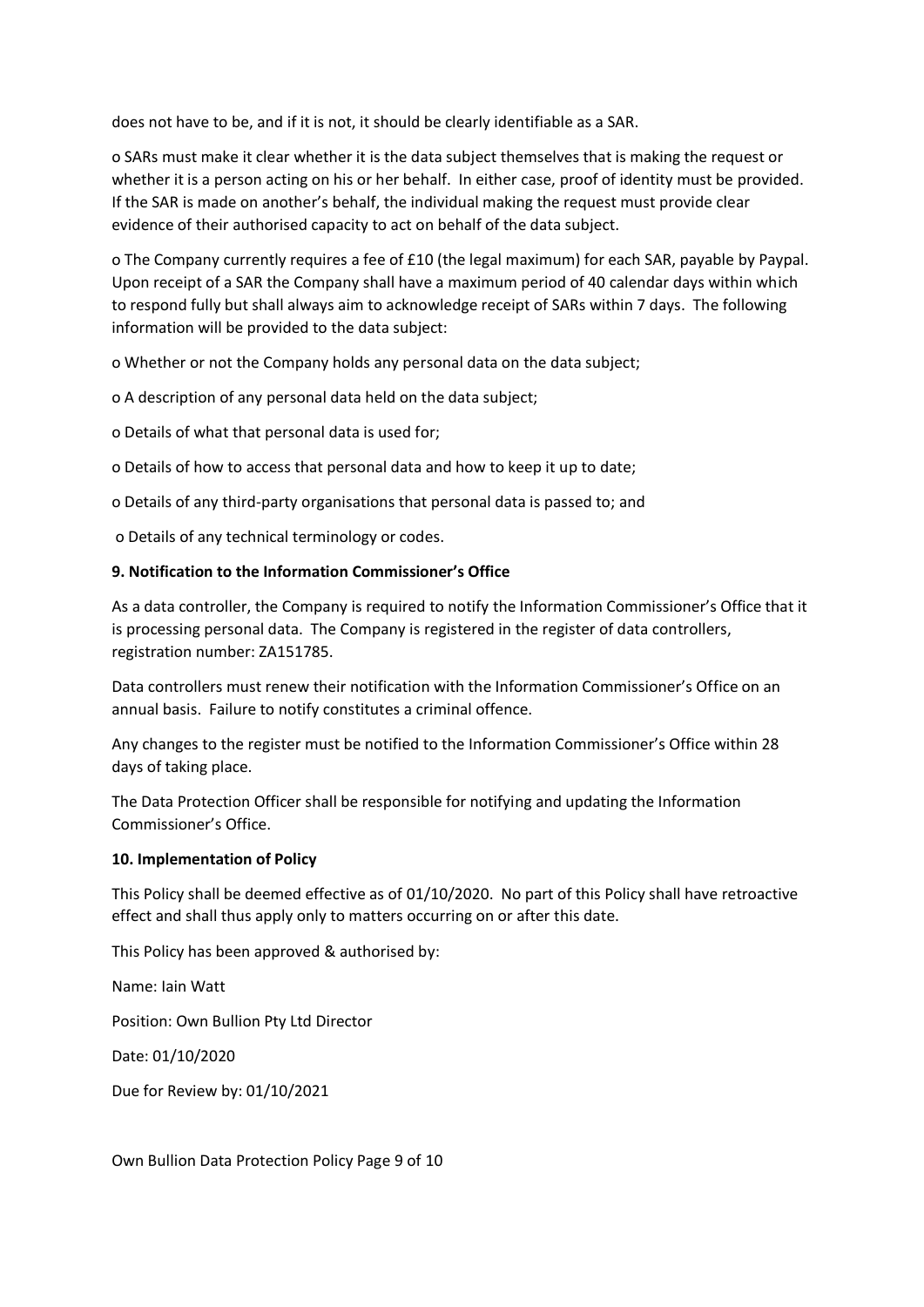does not have to be, and if it is not, it should be clearly identifiable as a SAR.

- SARs must make it clear whether it is the data subject themselves that is making the request or whether it is a person acting on his or her behalf. In either case, proof of identity must be provided. If the SAR is made on another's behalf, the individual making the request must provide clear evidence of their authorised capacity to act on behalf of the data subject.
- The Company currently requires a fee of £10 (the legal maximum) for each SAR, payable by Paypal. Upon receipt of a SAR the Company shall have a maximum period of 40 calendar days within which to respond fully but shall always aim to acknowledge receipt of SARs within 7 days. The following information will be provided to the data subject:
- Whether or not the Company holds any personal data on the data subject;
- A description of any personal data held on the data subject;
- Details of what that personal data is used for;
- Details of how to access that personal data and how to keep it up to date;
- Details of any third-party organisations that personal data is passed to; and
- Details of any technical terminology or codes.

**9. Notification to the Information Commissioner's Office**

As a data controller, the Company is required to notify the Information Commissioner's Office that it is processing personal data. The Company is registered in the register of data controllers, registration number: ZA151785.

Data controllers must renew their notification with the Information Commissioner's Office on an annual basis. Failure to notify constitutes a criminal offence.

Any changes to the register must be notified to the Information Commissioner's Office within 28 days of taking place.

The Data Protection Officer shall be responsible for notifying and updating the Information Commissioner's Office.

**10. Implementation of Policy**

This Policy shall be deemed effective as of 01/10/2020. No part of this Policy shall have retroactive effect and shall thus apply only to matters occurring on or after this date.

This Policy has been approved & authorised by:

Name: Iain Watt

Position: Own Bullion Pty Ltd Director

Date: 01/10/2020

Due for Review by: 01/10/2021